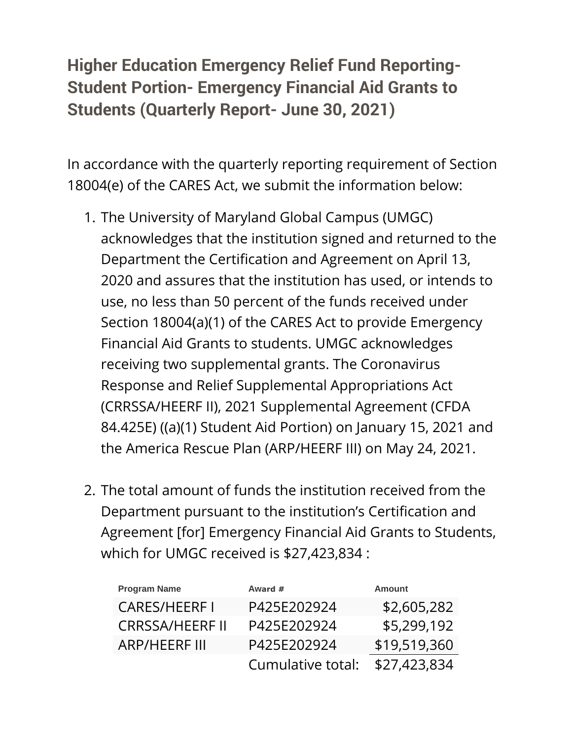# Higher Education Emergency Relief Fund Reporting- Student Portion- Emergency Financial Aid Grants to Students (Quarterly Report- June 30, 2021)

In accordance with the quarterly reporting requirement of Section 18004(e) of the CARES Act, we submit the information below:

1. The University of Maryland Global Campus (UMGC) acknowledges that the institution signed and returned to the Department the Certification and Agreement on April 13, 2020 and assures that the institution has used, or intends to use, no less than 50 percent of the funds received under Section 18004(a)(1) of the CARES Act to provide Emergency Financial Aid Grants to students. UMGC acknowledges receiving two supplemental grants. The Coronavirus Response and Relief Supplemental Appropriations Act (CRRSSA/HEERF II), 2021 Supplemental Agreement (CFDA 84.425E) ((a)(1) Student Aid Portion) on January 15, 2021 and the America Rescue Plan (ARP/HEERF III) on May 24, 2021.

2. The total amount of funds the institution received from the Department pursuant to the institution's Certification and Agreement [for] Emergency Financial Aid Grants to Students, which for UMGC received is $27,423,834 :

| Program Name | Award # | Amount |
| --- | --- | --- |
| CARES/HEERF I | P425E202924 | $2,605,282 |
| CRRSSA/HEERF II | P425E202924 | $5,299,192 |
| ARP/HEERF III | P425E202924 | $19,519,360 |
| | Cumulative total: | $27,423,834 |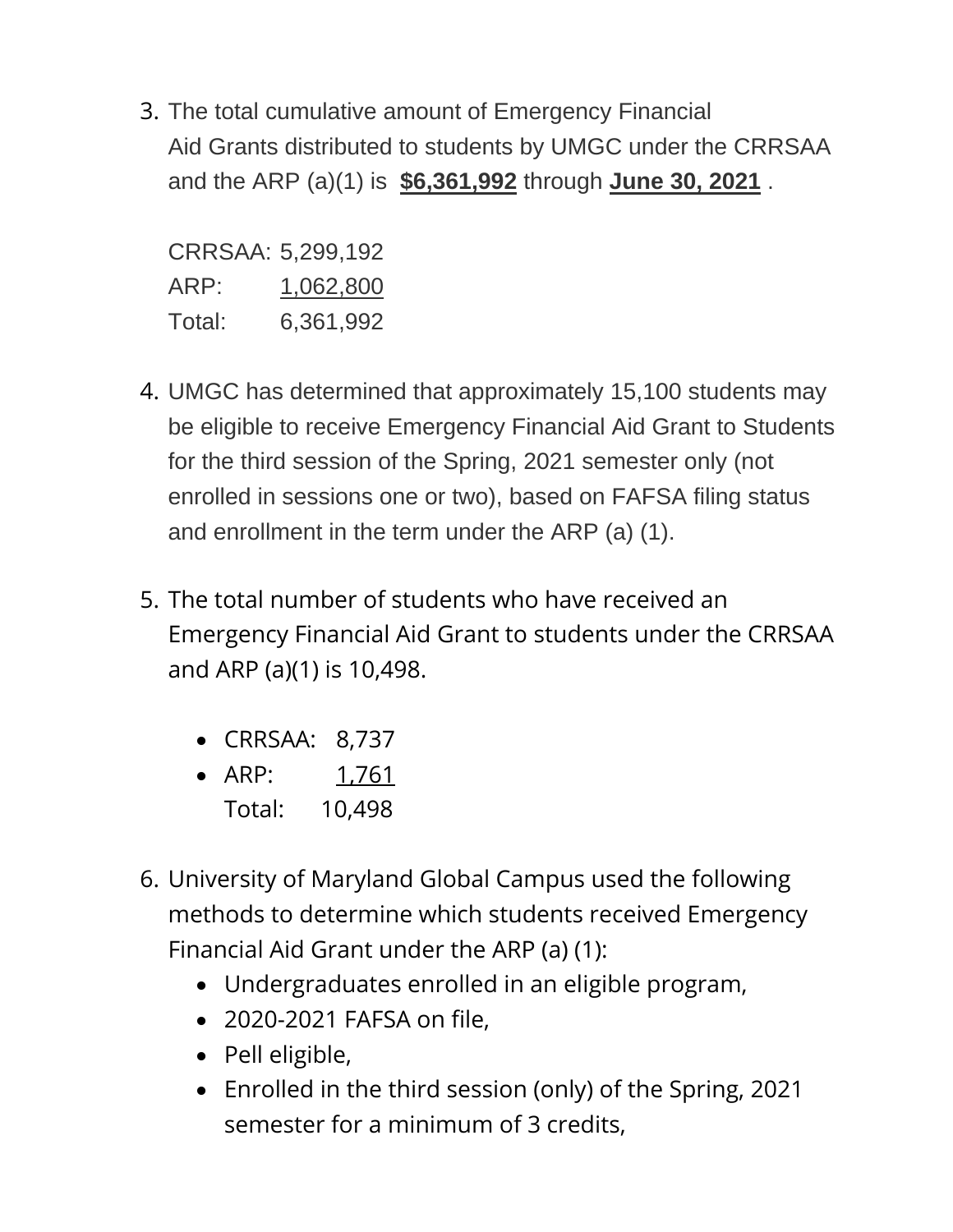3. The total cumulative amount of Emergency Financial Aid Grants distributed to students by UMGC under the CRRSAA and the ARP (a)(1) is **$6,361,992** through **June 30, 2021** .

   CRRSAA: 5,299,192
   ARP: 1,062,800
   Total: 6,361,992

4. UMGC has determined that approximately 15,100 students may be eligible to receive Emergency Financial Aid Grant to Students for the third session of the Spring, 2021 semester only (not enrolled in sessions one or two), based on FAFSA filing status and enrollment in the term under the ARP (a) (1).

5. The total number of students who have received an Emergency Financial Aid Grant to students under the CRRSAA and ARP (a)(1) is 10,498.

   - CRRSAA: 8,737
   - ARP: 1,761

   Total: 10,498

6. University of Maryland Global Campus used the following methods to determine which students received Emergency Financial Aid Grant under the ARP (a) (1):
   - Undergraduates enrolled in an eligible program,
   - 2020-2021 FAFSA on file,
   - Pell eligible,
   - Enrolled in the third session (only) of the Spring, 2021 semester for a minimum of 3 credits,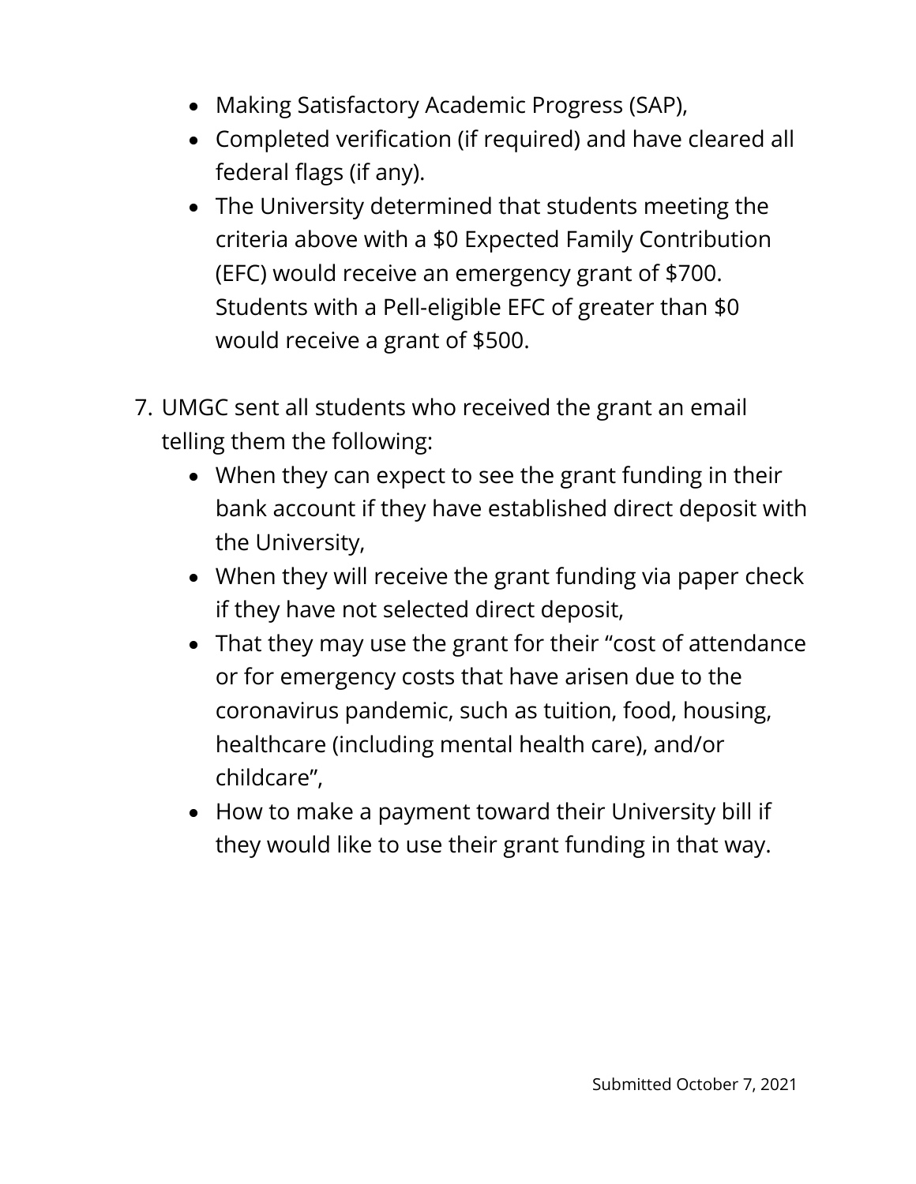- Making Satisfactory Academic Progress (SAP),
- Completed verification (if required) and have cleared all federal flags (if any).
- The University determined that students meeting the criteria above with a $0 Expected Family Contribution (EFC) would receive an emergency grant of $700. Students with a Pell-eligible EFC of greater than $0 would receive a grant of $500.

7. UMGC sent all students who received the grant an email telling them the following:
    - When they can expect to see the grant funding in their bank account if they have established direct deposit with the University,
    - When they will receive the grant funding via paper check if they have not selected direct deposit,
    - That they may use the grant for their "cost of attendance or for emergency costs that have arisen due to the coronavirus pandemic, such as tuition, food, housing, healthcare (including mental health care), and/or childcare",
    - How to make a payment toward their University bill if they would like to use their grant funding in that way.

Submitted October 7, 2021